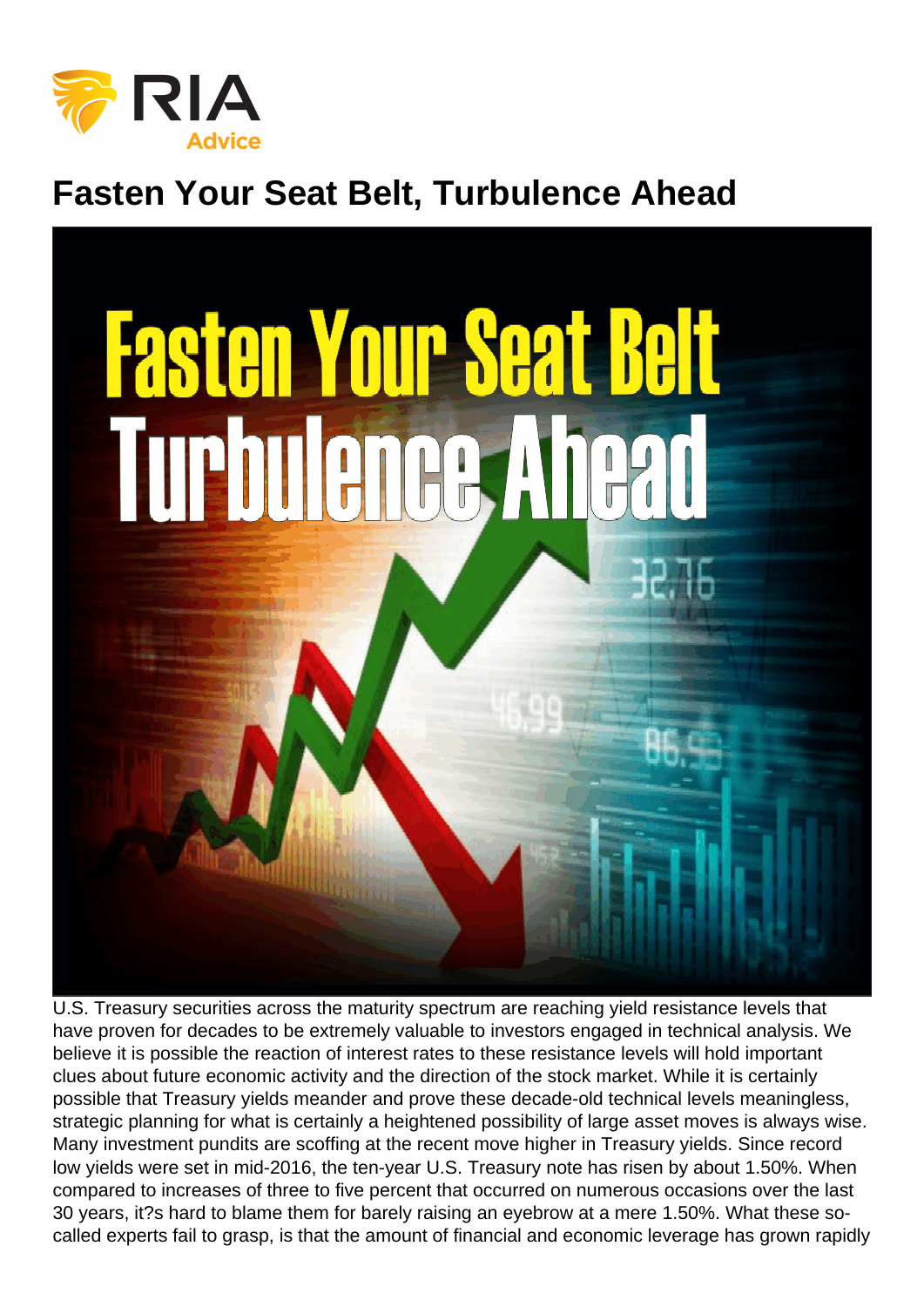# Fasten Your Seat Belt, Turbulence Ahead

U.S. Treasury securities across the maturity spectrum are reaching yield resistance levels that have proven for decades to be extremely valuable to investors engaged in technical analysis. We believe it is possible the reaction of interest rates to these resistance levels will hold important clues about future economic activity and the direction of the stock market. While it is certainly possible that Treasury yields meander and prove these decade-old technical levels meaningless, strategic planning for what is certainly a heightened possibility of large asset moves is always wise. Many investment pundits are scoffing at the recent move higher in Treasury yields. Since record low yields were set in mid-2016, the ten-year U.S. Treasury note has risen by about 1.50%. When compared to increases of three to five percent that occurred on numerous occasions over the last 30 years, it?s hard to blame them for barely raising an eyebrow at a mere 1.50%. What these so-called experts fail to grasp, is that the amount of financial and economic leverage has grown rapidly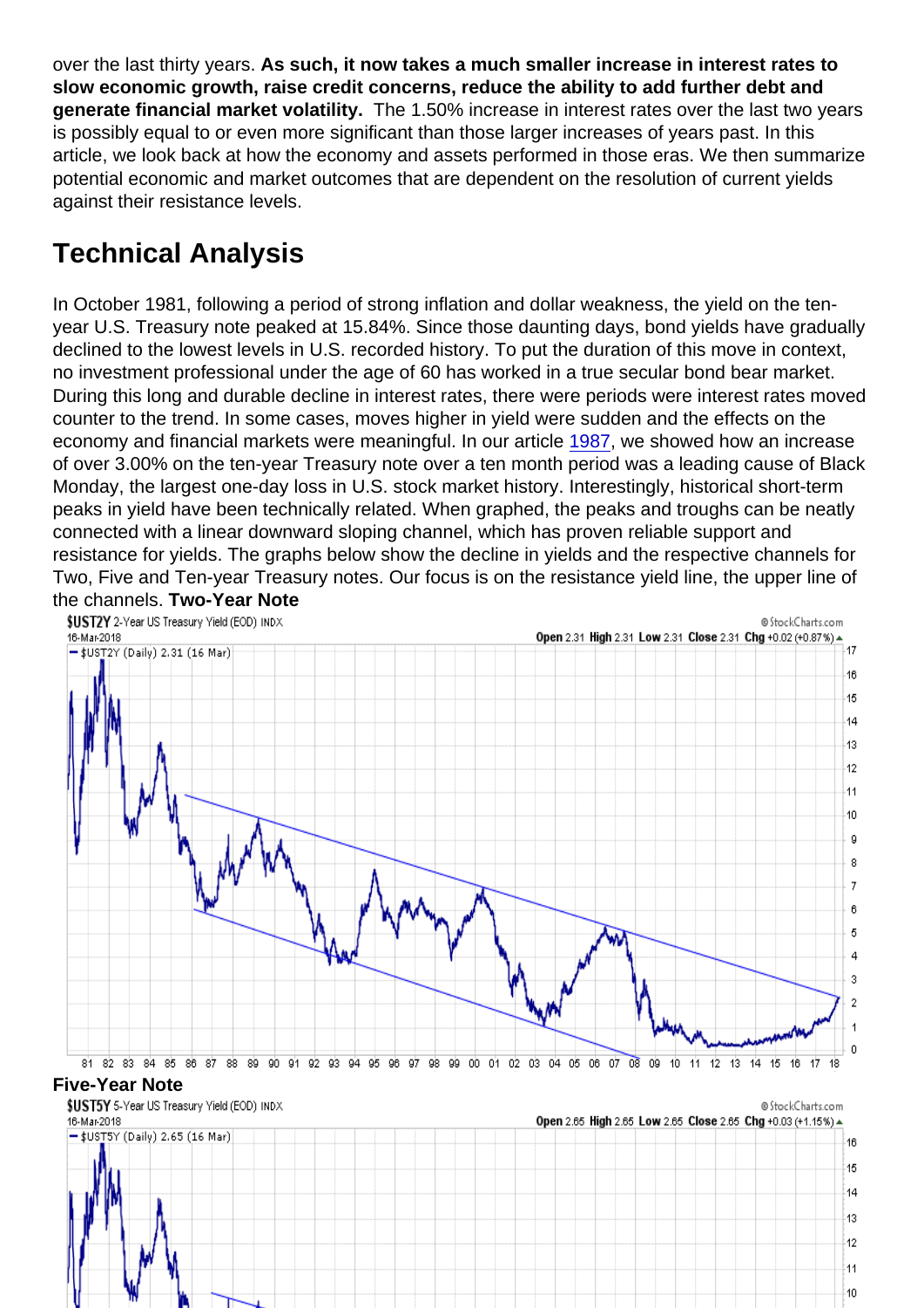over the last thirty years. **As such, it now takes a much smaller increase in interest rates to slow economic growth, raise credit concerns, reduce the ability to add further debt and generate financial market volatility.** The 1.50% increase in interest rates over the last two years is possibly equal to or even more significant than those larger increases of years past. In this article, we look back at how the economy and assets performed in those eras. We then summarize potential economic and market outcomes that are dependent on the resolution of current yields against their resistance levels.

## Technical Analysis

In October 1981, following a period of strong inflation and dollar weakness, the yield on the ten-year U.S. Treasury note peaked at 15.84%. Since those daunting days, bond yields have gradually declined to the lowest levels in U.S. recorded history. To put the duration of this move in context, no investment professional under the age of 60 has worked in a true secular bond bear market. During this long and durable decline in interest rates, there were periods were interest rates moved counter to the trend. In some cases, moves higher in yield were sudden and the effects on the economy and financial markets were meaningful. In our article 1987, we showed how an increase of over 3.00% on the ten-year Treasury note over a ten month period was a leading cause of Black Monday, the largest one-day loss in U.S. stock market history. Interestingly, historical short-term peaks in yield have been technically related. When graphed, the peaks and troughs can be neatly connected with a linear downward sloping channel, which has proven reliable support and resistance for yields. The graphs below show the decline in yields and the respective channels for Two, Five and Ten-year Treasury notes. Our focus is on the resistance yield line, the upper line of the channels. **Two-Year Note**

**Five-Year Note**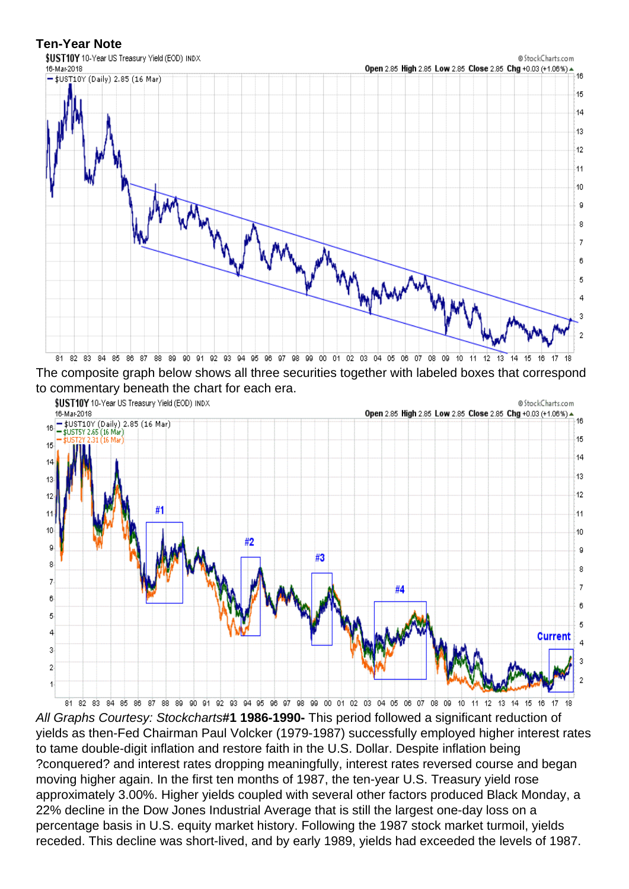**Ten-Year Note**

The composite graph below shows all three securities together with labeled boxes that correspond to commentary beneath the chart for each era.

*All Graphs Courtesy: Stockcharts***#1 1986-1990-** This period followed a significant reduction of yields as then-Fed Chairman Paul Volcker (1979-1987) successfully employed higher interest rates to tame double-digit inflation and restore faith in the U.S. Dollar. Despite inflation being ?conquered? and interest rates dropping meaningfully, interest rates reversed course and began moving higher again. In the first ten months of 1987, the ten-year U.S. Treasury yield rose approximately 3.00%. Higher yields coupled with several other factors produced Black Monday, a 22% decline in the Dow Jones Industrial Average that is still the largest one-day loss on a percentage basis in U.S. equity market history. Following the 1987 stock market turmoil, yields receded. This decline was short-lived, and by early 1989, yields had exceeded the levels of 1987.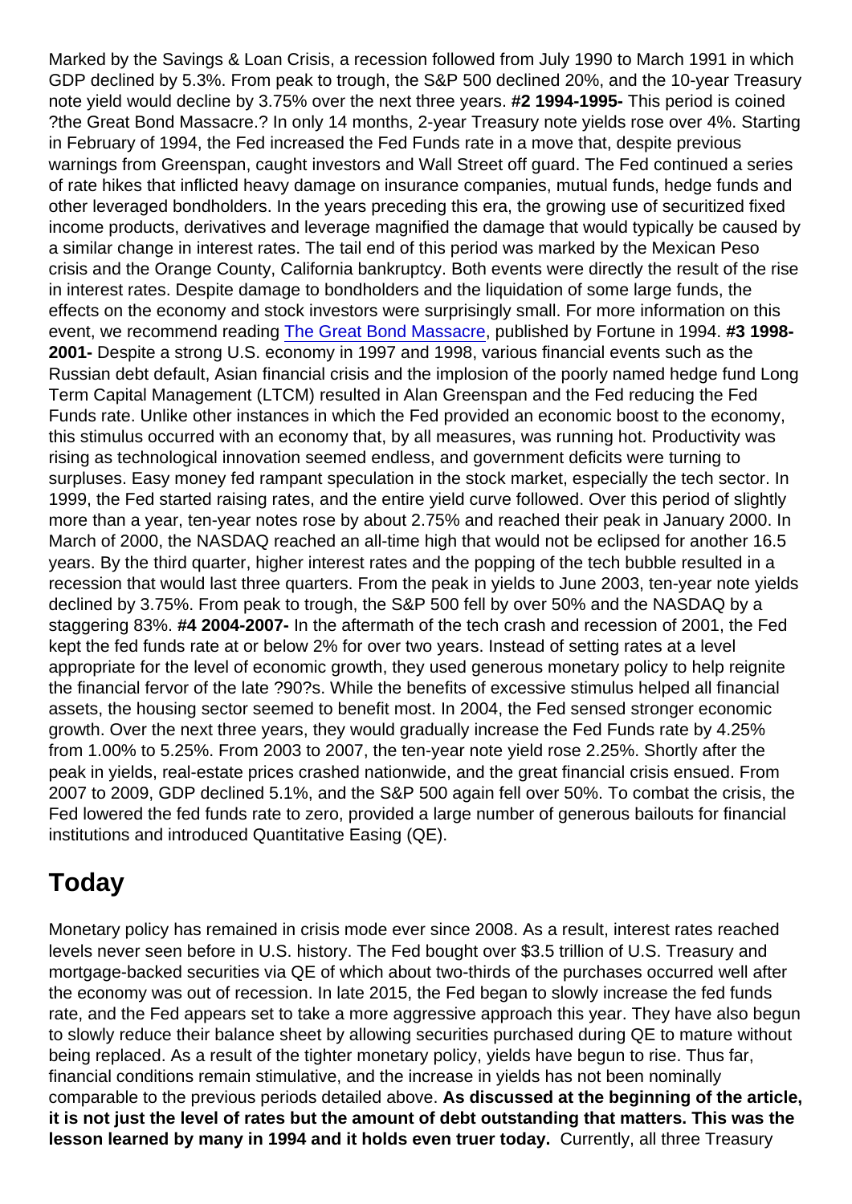Marked by the Savings & Loan Crisis, a recession followed from July 1990 to March 1991 in which GDP declined by 5.3%. From peak to trough, the S&P 500 declined 20%, and the 10-year Treasury note yield would decline by 3.75% over the next three years. **#2 1994-1995-** This period is coined ?the Great Bond Massacre.? In only 14 months, 2-year Treasury note yields rose over 4%. Starting in February of 1994, the Fed increased the Fed Funds rate in a move that, despite previous warnings from Greenspan, caught investors and Wall Street off guard. The Fed continued a series of rate hikes that inflicted heavy damage on insurance companies, mutual funds, hedge funds and other leveraged bondholders. In the years preceding this era, the growing use of securitized fixed income products, derivatives and leverage magnified the damage that would typically be caused by a similar change in interest rates. The tail end of this period was marked by the Mexican Peso crisis and the Orange County, California bankruptcy. Both events were directly the result of the rise in interest rates. Despite damage to bondholders and the liquidation of some large funds, the effects on the economy and stock investors were surprisingly small. For more information on this event, we recommend reading The Great Bond Massacre, published by Fortune in 1994. **#3 1998-2001-** Despite a strong U.S. economy in 1997 and 1998, various financial events such as the Russian debt default, Asian financial crisis and the implosion of the poorly named hedge fund Long Term Capital Management (LTCM) resulted in Alan Greenspan and the Fed reducing the Fed Funds rate. Unlike other instances in which the Fed provided an economic boost to the economy, this stimulus occurred with an economy that, by all measures, was running hot. Productivity was rising as technological innovation seemed endless, and government deficits were turning to surpluses. Easy money fed rampant speculation in the stock market, especially the tech sector. In 1999, the Fed started raising rates, and the entire yield curve followed. Over this period of slightly more than a year, ten-year notes rose by about 2.75% and reached their peak in January 2000. In March of 2000, the NASDAQ reached an all-time high that would not be eclipsed for another 16.5 years. By the third quarter, higher interest rates and the popping of the tech bubble resulted in a recession that would last three quarters. From the peak in yields to June 2003, ten-year note yields declined by 3.75%. From peak to trough, the S&P 500 fell by over 50% and the NASDAQ by a staggering 83%. **#4 2004-2007-** In the aftermath of the tech crash and recession of 2001, the Fed kept the fed funds rate at or below 2% for over two years. Instead of setting rates at a level appropriate for the level of economic growth, they used generous monetary policy to help reignite the financial fervor of the late ?90?s. While the benefits of excessive stimulus helped all financial assets, the housing sector seemed to benefit most. In 2004, the Fed sensed stronger economic growth. Over the next three years, they would gradually increase the Fed Funds rate by 4.25% from 1.00% to 5.25%. From 2003 to 2007, the ten-year note yield rose 2.25%. Shortly after the peak in yields, real-estate prices crashed nationwide, and the great financial crisis ensued. From 2007 to 2009, GDP declined 5.1%, and the S&P 500 again fell over 50%. To combat the crisis, the Fed lowered the fed funds rate to zero, provided a large number of generous bailouts for financial institutions and introduced Quantitative Easing (QE).

## Today

Monetary policy has remained in crisis mode ever since 2008. As a result, interest rates reached levels never seen before in U.S. history. The Fed bought over $3.5 trillion of U.S. Treasury and mortgage-backed securities via QE of which about two-thirds of the purchases occurred well after the economy was out of recession. In late 2015, the Fed began to slowly increase the fed funds rate, and the Fed appears set to take a more aggressive approach this year. They have also begun to slowly reduce their balance sheet by allowing securities purchased during QE to mature without being replaced. As a result of the tighter monetary policy, yields have begun to rise. Thus far, financial conditions remain stimulative, and the increase in yields has not been nominally comparable to the previous periods detailed above. **As discussed at the beginning of the article, it is not just the level of rates but the amount of debt outstanding that matters. This was the lesson learned by many in 1994 and it holds even truer today.** Currently, all three Treasury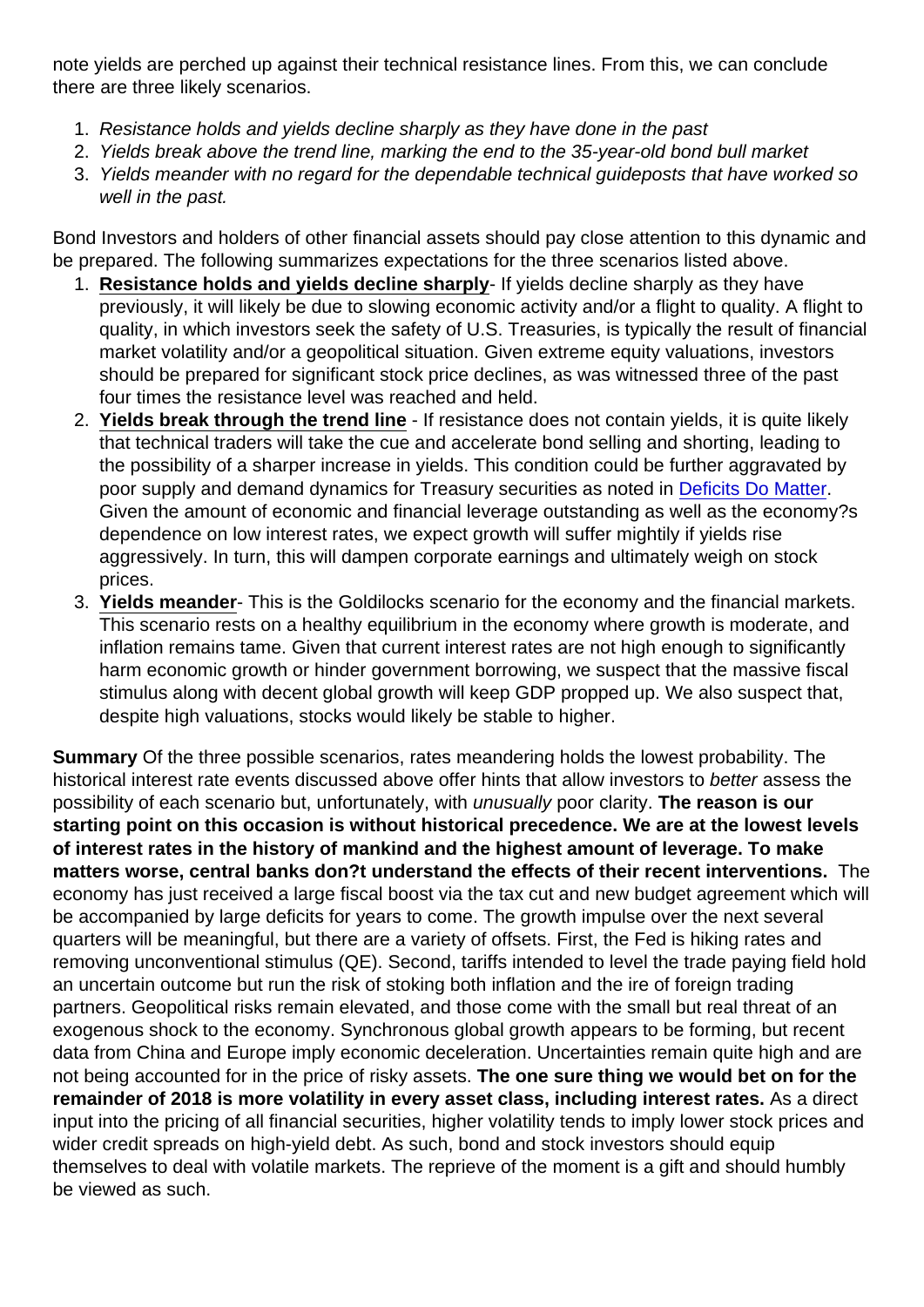note yields are perched up against their technical resistance lines. From this, we can conclude there are three likely scenarios.

1. *Resistance holds and yields decline sharply as they have done in the past*
2. *Yields break above the trend line, marking the end to the 35-year-old bond bull market*
3. *Yields meander with no regard for the dependable technical guideposts that have worked so well in the past.*

Bond Investors and holders of other financial assets should pay close attention to this dynamic and be prepared. The following summarizes expectations for the three scenarios listed above.

1. **Resistance holds and yields decline sharply**- If yields decline sharply as they have previously, it will likely be due to slowing economic activity and/or a flight to quality. A flight to quality, in which investors seek the safety of U.S. Treasuries, is typically the result of financial market volatility and/or a geopolitical situation. Given extreme equity valuations, investors should be prepared for significant stock price declines, as was witnessed three of the past four times the resistance level was reached and held.
2. **Yields break through the trend line** - If resistance does not contain yields, it is quite likely that technical traders will take the cue and accelerate bond selling and shorting, leading to the possibility of a sharper increase in yields. This condition could be further aggravated by poor supply and demand dynamics for Treasury securities as noted in Deficits Do Matter. Given the amount of economic and financial leverage outstanding as well as the economy?s dependence on low interest rates, we expect growth will suffer mightily if yields rise aggressively. In turn, this will dampen corporate earnings and ultimately weigh on stock prices.
3. **Yields meander**- This is the Goldilocks scenario for the economy and the financial markets. This scenario rests on a healthy equilibrium in the economy where growth is moderate, and inflation remains tame. Given that current interest rates are not high enough to significantly harm economic growth or hinder government borrowing, we suspect that the massive fiscal stimulus along with decent global growth will keep GDP propped up. We also suspect that, despite high valuations, stocks would likely be stable to higher.

**Summary** Of the three possible scenarios, rates meandering holds the lowest probability. The historical interest rate events discussed above offer hints that allow investors to *better* assess the possibility of each scenario but, unfortunately, with *unusually* poor clarity. **The reason is our starting point on this occasion is without historical precedence. We are at the lowest levels of interest rates in the history of mankind and the highest amount of leverage. To make matters worse, central banks don?t understand the effects of their recent interventions.** The economy has just received a large fiscal boost via the tax cut and new budget agreement which will be accompanied by large deficits for years to come. The growth impulse over the next several quarters will be meaningful, but there are a variety of offsets. First, the Fed is hiking rates and removing unconventional stimulus (QE). Second, tariffs intended to level the trade paying field hold an uncertain outcome but run the risk of stoking both inflation and the ire of foreign trading partners. Geopolitical risks remain elevated, and those come with the small but real threat of an exogenous shock to the economy. Synchronous global growth appears to be forming, but recent data from China and Europe imply economic deceleration. Uncertainties remain quite high and are not being accounted for in the price of risky assets. **The one sure thing we would bet on for the remainder of 2018 is more volatility in every asset class, including interest rates.** As a direct input into the pricing of all financial securities, higher volatility tends to imply lower stock prices and wider credit spreads on high-yield debt. As such, bond and stock investors should equip themselves to deal with volatile markets. The reprieve of the moment is a gift and should humbly be viewed as such.